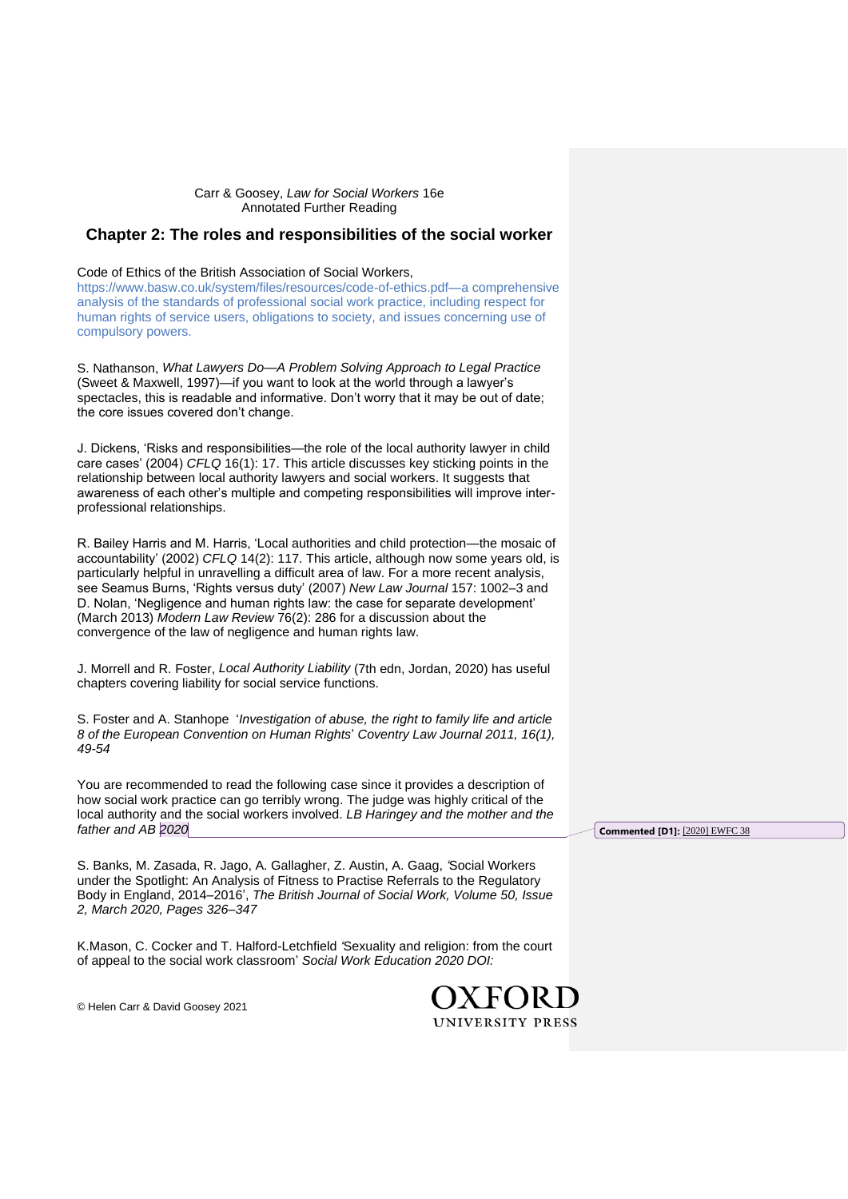Carr & Goosey, *Law for Social Workers* 16e
Annotated Further Reading

## Chapter 2: The roles and responsibilities of the social worker

Code of Ethics of the British Association of Social Workers, https://www.basw.co.uk/system/files/resources/code-of-ethics.pdf—a comprehensive analysis of the standards of professional social work practice, including respect for human rights of service users, obligations to society, and issues concerning use of compulsory powers.

S. Nathanson, *What Lawyers Do—A Problem Solving Approach to Legal Practice* (Sweet & Maxwell, 1997)—if you want to look at the world through a lawyer's spectacles, this is readable and informative. Don't worry that it may be out of date; the core issues covered don't change.

J. Dickens, 'Risks and responsibilities—the role of the local authority lawyer in child care cases' (2004) *CFLQ* 16(1): 17. This article discusses key sticking points in the relationship between local authority lawyers and social workers. It suggests that awareness of each other's multiple and competing responsibilities will improve inter-professional relationships.

R. Bailey Harris and M. Harris, 'Local authorities and child protection—the mosaic of accountability' (2002) *CFLQ* 14(2): 117. This article, although now some years old, is particularly helpful in unravelling a difficult area of law. For a more recent analysis, see Seamus Burns, 'Rights versus duty' (2007) *New Law Journal* 157: 1002–3 and D. Nolan, 'Negligence and human rights law: the case for separate development' (March 2013) *Modern Law Review* 76(2): 286 for a discussion about the convergence of the law of negligence and human rights law.

J. Morrell and R. Foster, *Local Authority Liability* (7th edn, Jordan, 2020) has useful chapters covering liability for social service functions.

S. Foster and A. Stanhope '*Investigation of abuse, the right to family life and article 8 of the European Convention on Human Rights*' *Coventry Law Journal 2011, 16(1), 49-54*

You are recommended to read the following case since it provides a description of how social work practice can go terribly wrong. The judge was highly critical of the local authority and the social workers involved. *LB Haringey and the mother and the father and AB 2020*

**Commented [D1]:** [2020] EWFC 38

S. Banks, M. Zasada, R. Jago, A. Gallagher, Z. Austin, A. Gaag, 'Social Workers under the Spotlight: An Analysis of Fitness to Practise Referrals to the Regulatory Body in England, 2014–2016', *The British Journal of Social Work, Volume 50, Issue 2, March 2020, Pages 326–347*

K.Mason, C. Cocker and T. Halford-Letchfield 'Sexuality and religion: from the court of appeal to the social work classroom' *Social Work Education 2020 DOI:*

© Helen Carr & David Goosey 2021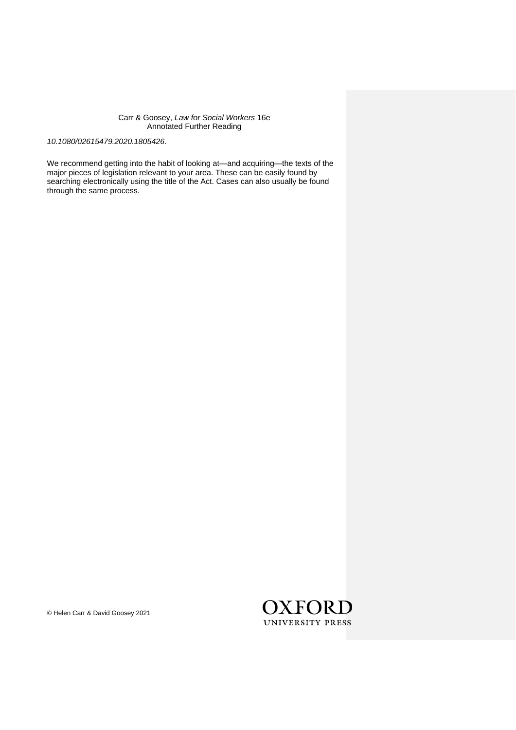*10.1080/02615479.2020.1805426*.

We recommend getting into the habit of looking at—and acquiring—the texts of the major pieces of legislation relevant to your area. These can be easily found by searching electronically using the title of the Act. Cases can also usually be found through the same process.